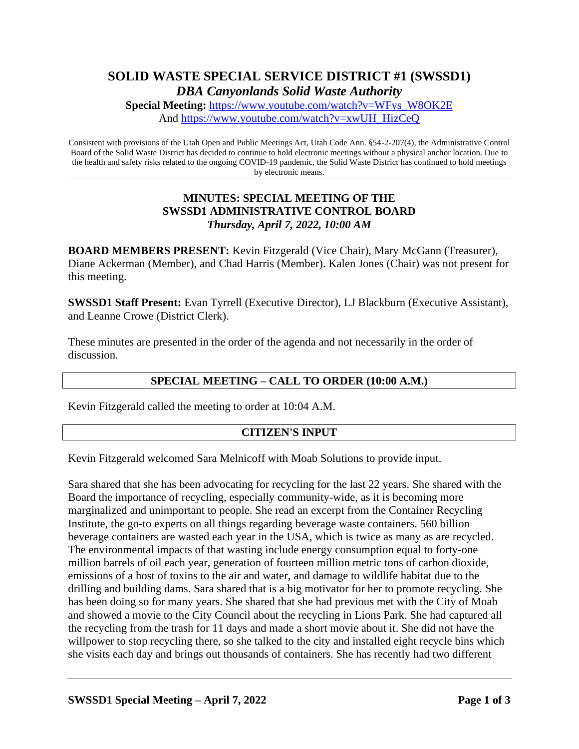# SOLID WASTE SPECIAL SERVICE DISTRICT #1 (SWSSD1)

## *DBA Canyonlands Solid Waste Authority*

**Special Meeting:** https://www.youtube.com/watch?v=WFys_W8OK2E
And https://www.youtube.com/watch?v=xwUH_HizCeQ

Consistent with provisions of the Utah Open and Public Meetings Act, Utah Code Ann. §54-2-207(4), the Administrative Control Board of the Solid Waste District has decided to continue to hold electronic meetings without a physical anchor location. Due to the health and safety risks related to the ongoing COVID-19 pandemic, the Solid Waste District has continued to hold meetings by electronic means.

---

## MINUTES: SPECIAL MEETING OF THE SWSSD1 ADMINISTRATIVE CONTROL BOARD
### *Thursday, April 7, 2022, 10:00 AM*

**BOARD MEMBERS PRESENT:** Kevin Fitzgerald (Vice Chair), Mary McGann (Treasurer), Diane Ackerman (Member), and Chad Harris (Member). Kalen Jones (Chair) was not present for this meeting.

**SWSSD1 Staff Present:** Evan Tyrrell (Executive Director), LJ Blackburn (Executive Assistant), and Leanne Crowe (District Clerk).

These minutes are presented in the order of the agenda and not necessarily in the order of discussion.

### SPECIAL MEETING – CALL TO ORDER (10:00 A.M.)

Kevin Fitzgerald called the meeting to order at 10:04 A.M.

### CITIZEN'S INPUT

Kevin Fitzgerald welcomed Sara Melnicoff with Moab Solutions to provide input.

Sara shared that she has been advocating for recycling for the last 22 years. She shared with the Board the importance of recycling, especially community-wide, as it is becoming more marginalized and unimportant to people. She read an excerpt from the Container Recycling Institute, the go-to experts on all things regarding beverage waste containers. 560 billion beverage containers are wasted each year in the USA, which is twice as many as are recycled. The environmental impacts of that wasting include energy consumption equal to forty-one million barrels of oil each year, generation of fourteen million metric tons of carbon dioxide, emissions of a host of toxins to the air and water, and damage to wildlife habitat due to the drilling and building dams. Sara shared that is a big motivator for her to promote recycling. She has been doing so for many years. She shared that she had previous met with the City of Moab and showed a movie to the City Council about the recycling in Lions Park. She had captured all the recycling from the trash for 11 days and made a short movie about it. She did not have the willpower to stop recycling there, so she talked to the city and installed eight recycle bins which she visits each day and brings out thousands of containers. She has recently had two different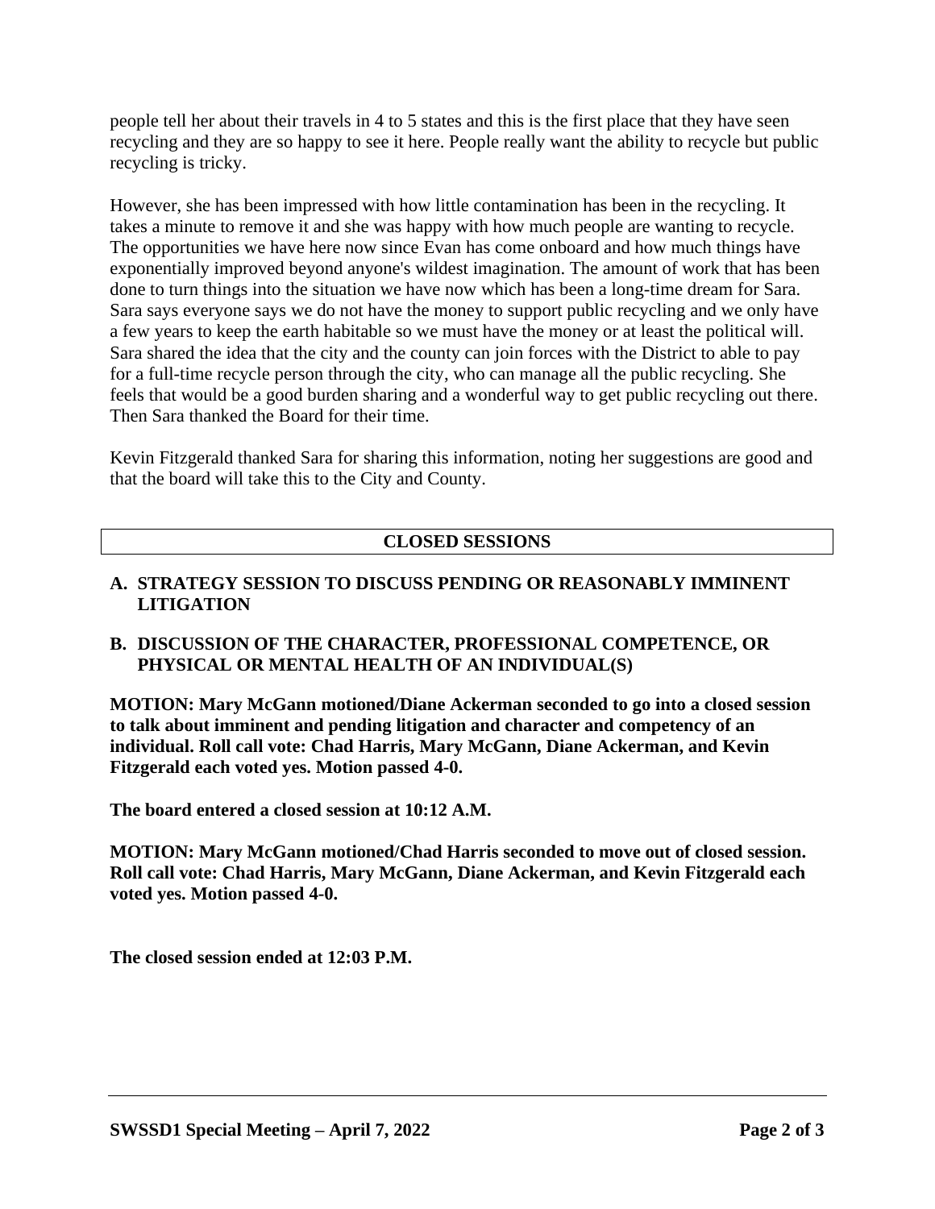people tell her about their travels in 4 to 5 states and this is the first place that they have seen recycling and they are so happy to see it here. People really want the ability to recycle but public recycling is tricky.

However, she has been impressed with how little contamination has been in the recycling. It takes a minute to remove it and she was happy with how much people are wanting to recycle. The opportunities we have here now since Evan has come onboard and how much things have exponentially improved beyond anyone's wildest imagination. The amount of work that has been done to turn things into the situation we have now which has been a long-time dream for Sara. Sara says everyone says we do not have the money to support public recycling and we only have a few years to keep the earth habitable so we must have the money or at least the political will. Sara shared the idea that the city and the county can join forces with the District to able to pay for a full-time recycle person through the city, who can manage all the public recycling. She feels that would be a good burden sharing and a wonderful way to get public recycling out there. Then Sara thanked the Board for their time.

Kevin Fitzgerald thanked Sara for sharing this information, noting her suggestions are good and that the board will take this to the City and County.

## CLOSED SESSIONS

**A. STRATEGY SESSION TO DISCUSS PENDING OR REASONABLY IMMINENT LITIGATION**

**B. DISCUSSION OF THE CHARACTER, PROFESSIONAL COMPETENCE, OR PHYSICAL OR MENTAL HEALTH OF AN INDIVIDUAL(S)**

**MOTION: Mary McGann motioned/Diane Ackerman seconded to go into a closed session to talk about imminent and pending litigation and character and competency of an individual. Roll call vote: Chad Harris, Mary McGann, Diane Ackerman, and Kevin Fitzgerald each voted yes. Motion passed 4-0.**

**The board entered a closed session at 10:12 A.M.**

**MOTION: Mary McGann motioned/Chad Harris seconded to move out of closed session. Roll call vote: Chad Harris, Mary McGann, Diane Ackerman, and Kevin Fitzgerald each voted yes. Motion passed 4-0.**

**The closed session ended at 12:03 P.M.**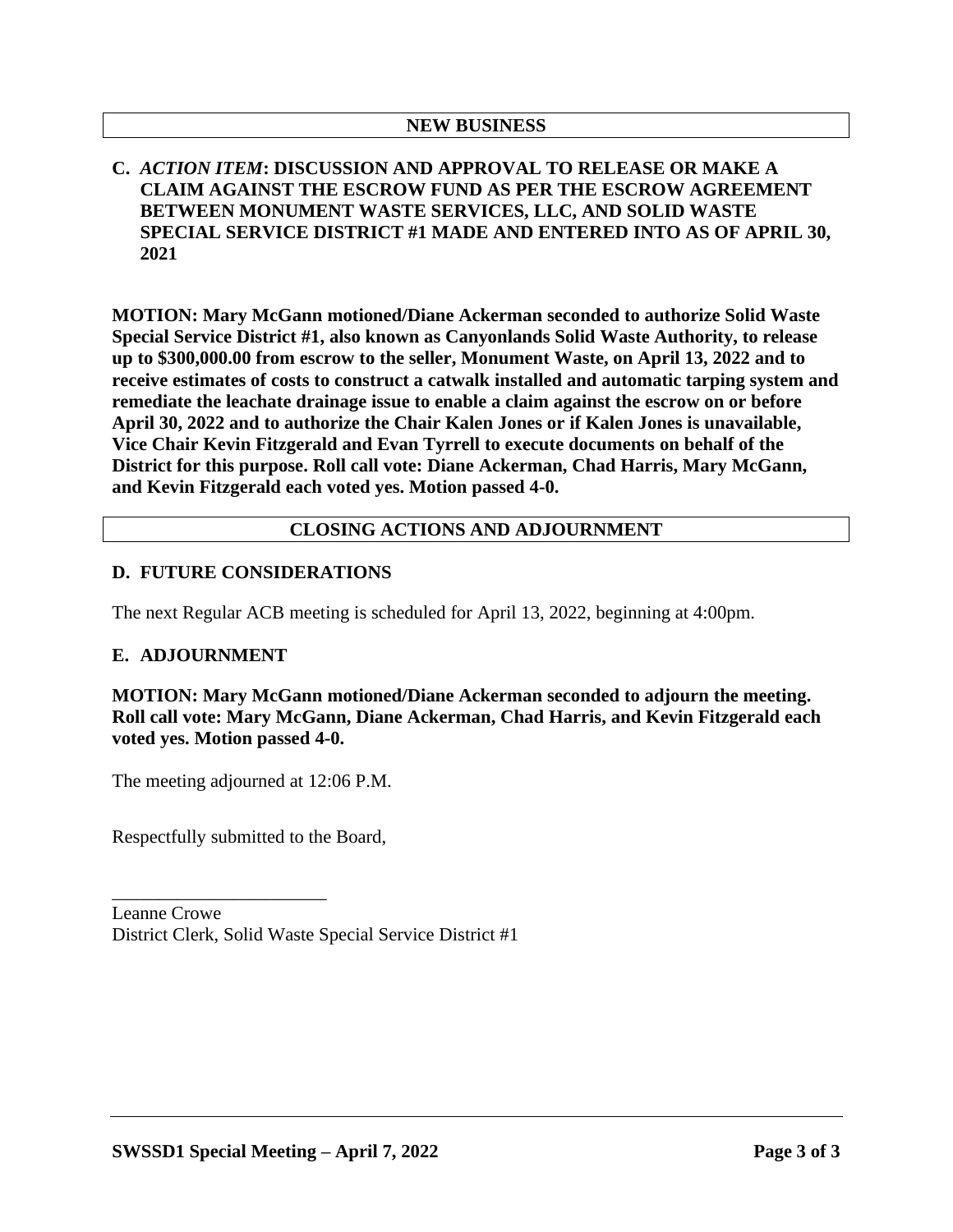## NEW BUSINESS

**C. *ACTION ITEM*: DISCUSSION AND APPROVAL TO RELEASE OR MAKE A CLAIM AGAINST THE ESCROW FUND AS PER THE ESCROW AGREEMENT BETWEEN MONUMENT WASTE SERVICES, LLC, AND SOLID WASTE SPECIAL SERVICE DISTRICT #1 MADE AND ENTERED INTO AS OF APRIL 30, 2021**

**MOTION: Mary McGann motioned/Diane Ackerman seconded to authorize Solid Waste Special Service District #1, also known as Canyonlands Solid Waste Authority, to release up to $300,000.00 from escrow to the seller, Monument Waste, on April 13, 2022 and to receive estimates of costs to construct a catwalk installed and automatic tarping system and remediate the leachate drainage issue to enable a claim against the escrow on or before April 30, 2022 and to authorize the Chair Kalen Jones or if Kalen Jones is unavailable, Vice Chair Kevin Fitzgerald and Evan Tyrrell to execute documents on behalf of the District for this purpose. Roll call vote: Diane Ackerman, Chad Harris, Mary McGann, and Kevin Fitzgerald each voted yes. Motion passed 4-0.**

## CLOSING ACTIONS AND ADJOURNMENT

**D. FUTURE CONSIDERATIONS**

The next Regular ACB meeting is scheduled for April 13, 2022, beginning at 4:00pm.

**E. ADJOURNMENT**

**MOTION: Mary McGann motioned/Diane Ackerman seconded to adjourn the meeting. Roll call vote: Mary McGann, Diane Ackerman, Chad Harris, and Kevin Fitzgerald each voted yes. Motion passed 4-0.**

The meeting adjourned at 12:06 P.M.

Respectfully submitted to the Board,

\_\_\_\_\_\_\_\_\_\_\_\_\_\_\_\_\_\_\_\_\_\_\_\_

Leanne Crowe
District Clerk, Solid Waste Special Service District #1